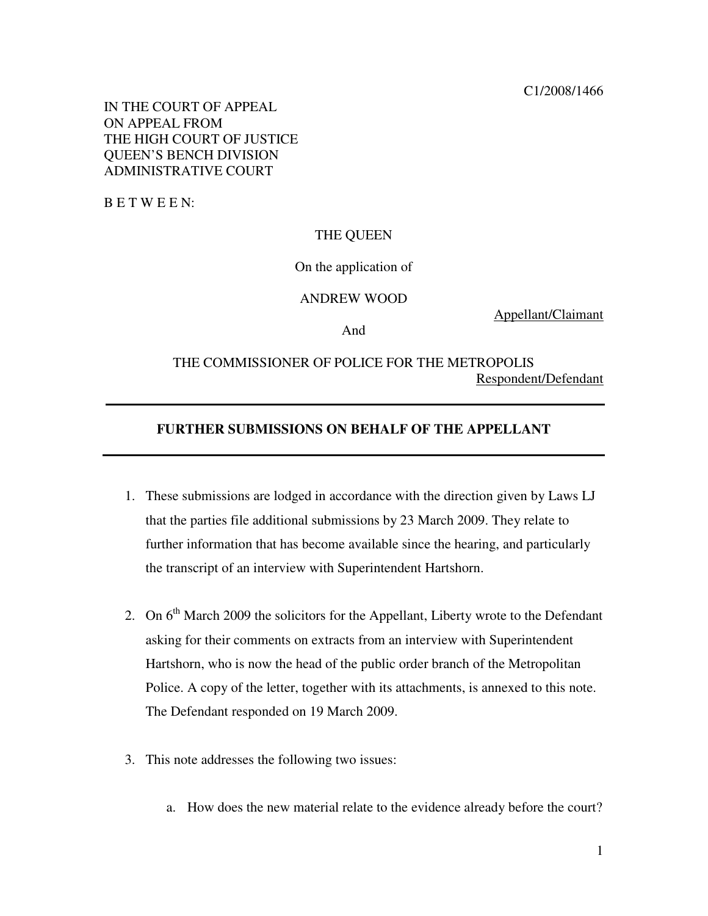C1/2008/1466

IN THE COURT OF APPEAL
ON APPEAL FROM
THE HIGH COURT OF JUSTICE
QUEEN'S BENCH DIVISION
ADMINISTRATIVE COURT

B E T W E E N:

THE QUEEN

On the application of

ANDREW WOOD

Appellant/Claimant

And

THE COMMISSIONER OF POLICE FOR THE METROPOLIS

Respondent/Defendant

---

## FURTHER SUBMISSIONS ON BEHALF OF THE APPELLANT

---

1. These submissions are lodged in accordance with the direction given by Laws LJ that the parties file additional submissions by 23 March 2009. They relate to further information that has become available since the hearing, and particularly the transcript of an interview with Superintendent Hartshorn.

2. On 6th March 2009 the solicitors for the Appellant, Liberty wrote to the Defendant asking for their comments on extracts from an interview with Superintendent Hartshorn, who is now the head of the public order branch of the Metropolitan Police. A copy of the letter, together with its attachments, is annexed to this note. The Defendant responded on 19 March 2009.

3. This note addresses the following two issues:

    a. How does the new material relate to the evidence already before the court?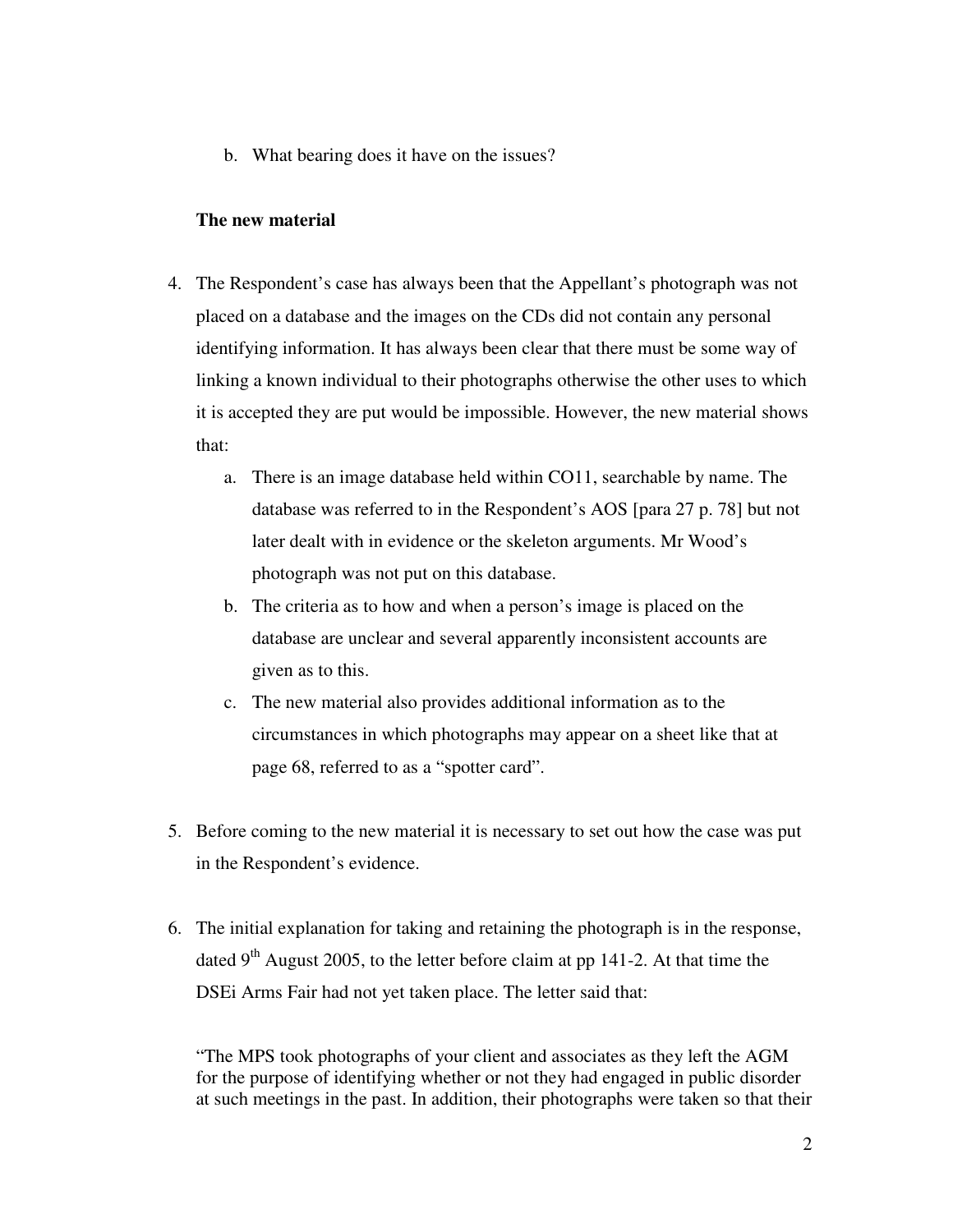b. What bearing does it have on the issues?

**The new material**

4. The Respondent's case has always been that the Appellant's photograph was not placed on a database and the images on the CDs did not contain any personal identifying information. It has always been clear that there must be some way of linking a known individual to their photographs otherwise the other uses to which it is accepted they are put would be impossible. However, the new material shows that:
   a. There is an image database held within CO11, searchable by name. The database was referred to in the Respondent's AOS [para 27 p. 78] but not later dealt with in evidence or the skeleton arguments. Mr Wood's photograph was not put on this database.
   b. The criteria as to how and when a person's image is placed on the database are unclear and several apparently inconsistent accounts are given as to this.
   c. The new material also provides additional information as to the circumstances in which photographs may appear on a sheet like that at page 68, referred to as a "spotter card".

5. Before coming to the new material it is necessary to set out how the case was put in the Respondent's evidence.

6. The initial explanation for taking and retaining the photograph is in the response, dated 9th August 2005, to the letter before claim at pp 141-2. At that time the DSEi Arms Fair had not yet taken place. The letter said that:

"The MPS took photographs of your client and associates as they left the AGM for the purpose of identifying whether or not they had engaged in public disorder at such meetings in the past. In addition, their photographs were taken so that their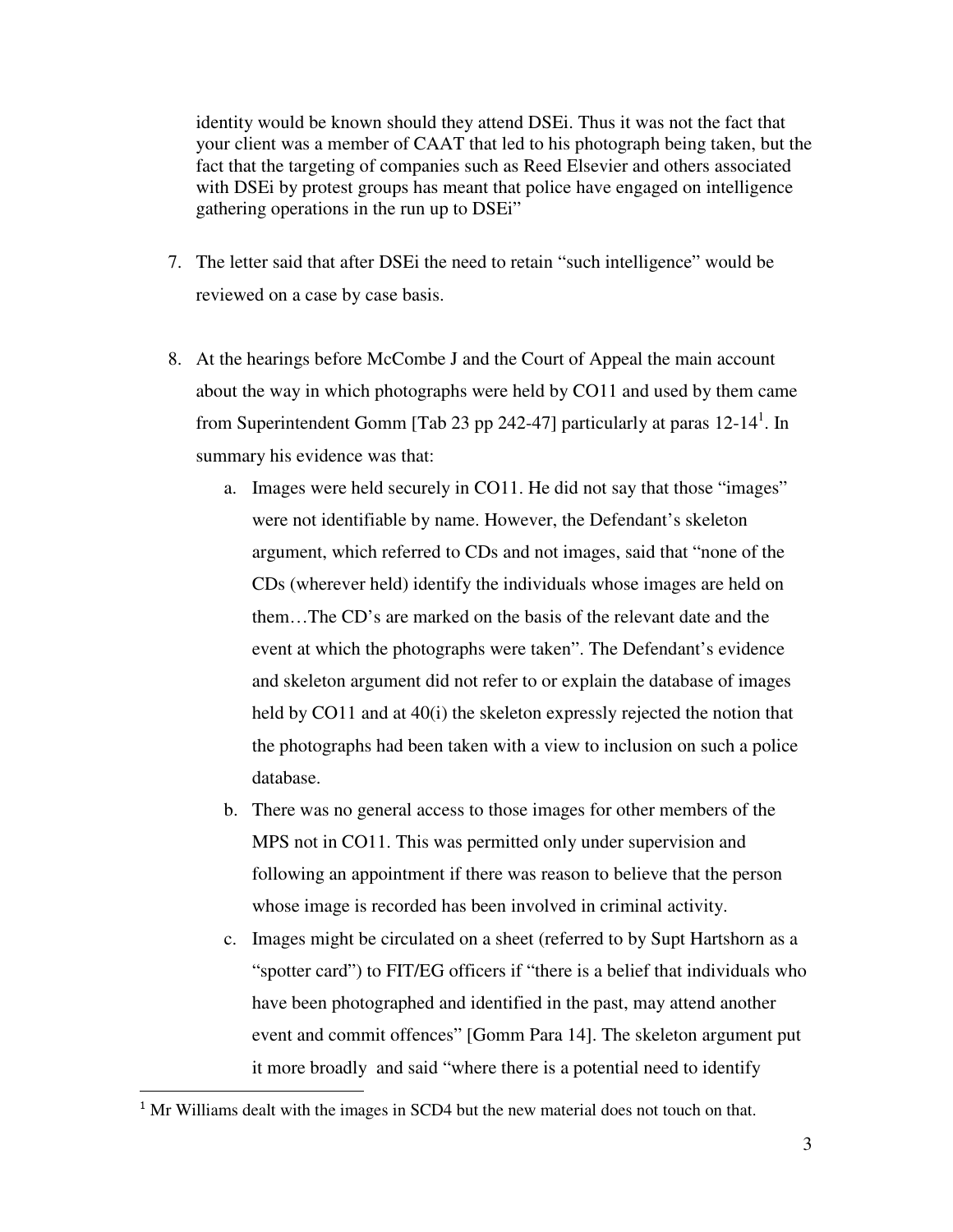identity would be known should they attend DSEi. Thus it was not the fact that your client was a member of CAAT that led to his photograph being taken, but the fact that the targeting of companies such as Reed Elsevier and others associated with DSEi by protest groups has meant that police have engaged on intelligence gathering operations in the run up to DSEi"

7. The letter said that after DSEi the need to retain "such intelligence" would be reviewed on a case by case basis.

8. At the hearings before McCombe J and the Court of Appeal the main account about the way in which photographs were held by CO11 and used by them came from Superintendent Gomm [Tab 23 pp 242-47] particularly at paras 12-14[1]. In summary his evidence was that:

   a. Images were held securely in CO11. He did not say that those "images" were not identifiable by name. However, the Defendant's skeleton argument, which referred to CDs and not images, said that "none of the CDs (wherever held) identify the individuals whose images are held on them…The CD's are marked on the basis of the relevant date and the event at which the photographs were taken". The Defendant's evidence and skeleton argument did not refer to or explain the database of images held by CO11 and at 40(i) the skeleton expressly rejected the notion that the photographs had been taken with a view to inclusion on such a police database.

   b. There was no general access to those images for other members of the MPS not in CO11. This was permitted only under supervision and following an appointment if there was reason to believe that the person whose image is recorded has been involved in criminal activity.

   c. Images might be circulated on a sheet (referred to by Supt Hartshorn as a "spotter card") to FIT/EG officers if "there is a belief that individuals who have been photographed and identified in the past, may attend another event and commit offences" [Gomm Para 14]. The skeleton argument put it more broadly and said "where there is a potential need to identify

[1] Mr Williams dealt with the images in SCD4 but the new material does not touch on that.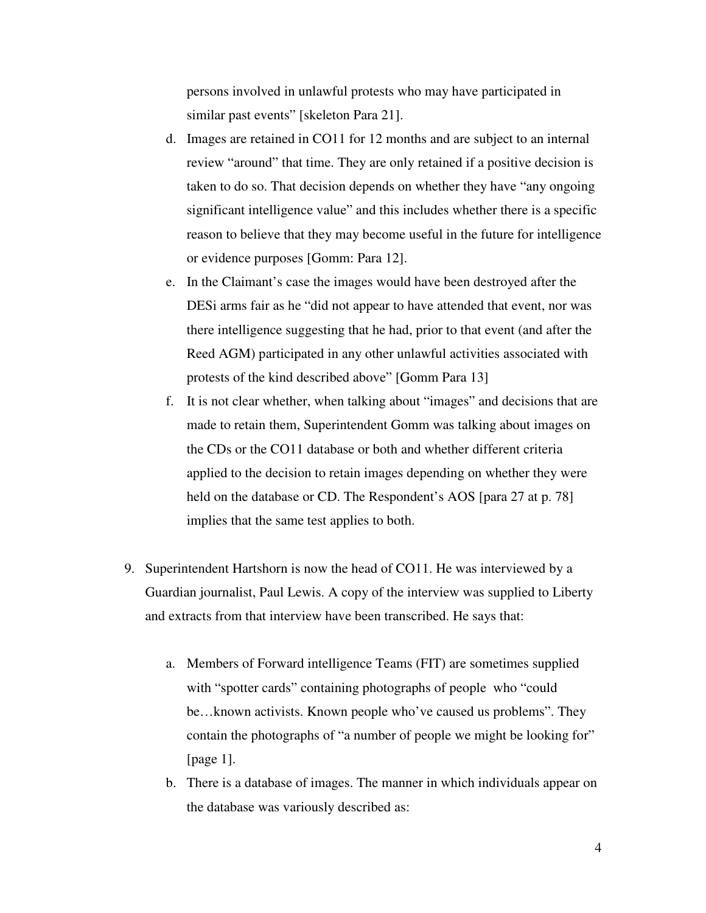persons involved in unlawful protests who may have participated in similar past events" [skeleton Para 21].

d. Images are retained in CO11 for 12 months and are subject to an internal review "around" that time. They are only retained if a positive decision is taken to do so. That decision depends on whether they have "any ongoing significant intelligence value" and this includes whether there is a specific reason to believe that they may become useful in the future for intelligence or evidence purposes [Gomm: Para 12].

e. In the Claimant's case the images would have been destroyed after the DESi arms fair as he "did not appear to have attended that event, nor was there intelligence suggesting that he had, prior to that event (and after the Reed AGM) participated in any other unlawful activities associated with protests of the kind described above" [Gomm Para 13]

f. It is not clear whether, when talking about "images" and decisions that are made to retain them, Superintendent Gomm was talking about images on the CDs or the CO11 database or both and whether different criteria applied to the decision to retain images depending on whether they were held on the database or CD. The Respondent's AOS [para 27 at p. 78] implies that the same test applies to both.

9. Superintendent Hartshorn is now the head of CO11. He was interviewed by a Guardian journalist, Paul Lewis. A copy of the interview was supplied to Liberty and extracts from that interview have been transcribed. He says that:

   a. Members of Forward intelligence Teams (FIT) are sometimes supplied with "spotter cards" containing photographs of people who "could be…known activists. Known people who've caused us problems". They contain the photographs of "a number of people we might be looking for" [page 1].

   b. There is a database of images. The manner in which individuals appear on the database was variously described as: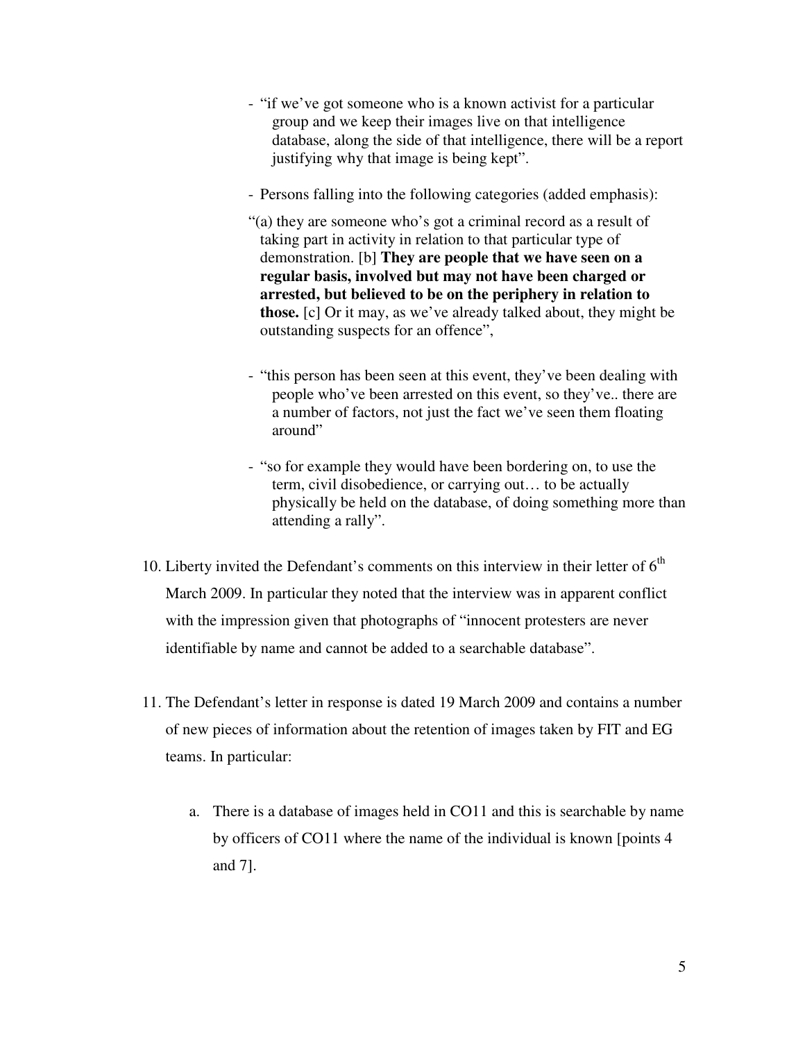- "if we've got someone who is a known activist for a particular group and we keep their images live on that intelligence database, along the side of that intelligence, there will be a report justifying why that image is being kept".

- Persons falling into the following categories (added emphasis):

"(a) they are someone who's got a criminal record as a result of taking part in activity in relation to that particular type of demonstration. [b] **They are people that we have seen on a regular basis, involved but may not have been charged or arrested, but believed to be on the periphery in relation to those.** [c] Or it may, as we've already talked about, they might be outstanding suspects for an offence",

- "this person has been seen at this event, they've been dealing with people who've been arrested on this event, so they've.. there are a number of factors, not just the fact we've seen them floating around"

- "so for example they would have been bordering on, to use the term, civil disobedience, or carrying out… to be actually physically be held on the database, of doing something more than attending a rally".

10. Liberty invited the Defendant's comments on this interview in their letter of 6th March 2009. In particular they noted that the interview was in apparent conflict with the impression given that photographs of "innocent protesters are never identifiable by name and cannot be added to a searchable database".

11. The Defendant's letter in response is dated 19 March 2009 and contains a number of new pieces of information about the retention of images taken by FIT and EG teams. In particular:

    a. There is a database of images held in CO11 and this is searchable by name by officers of CO11 where the name of the individual is known [points 4 and 7].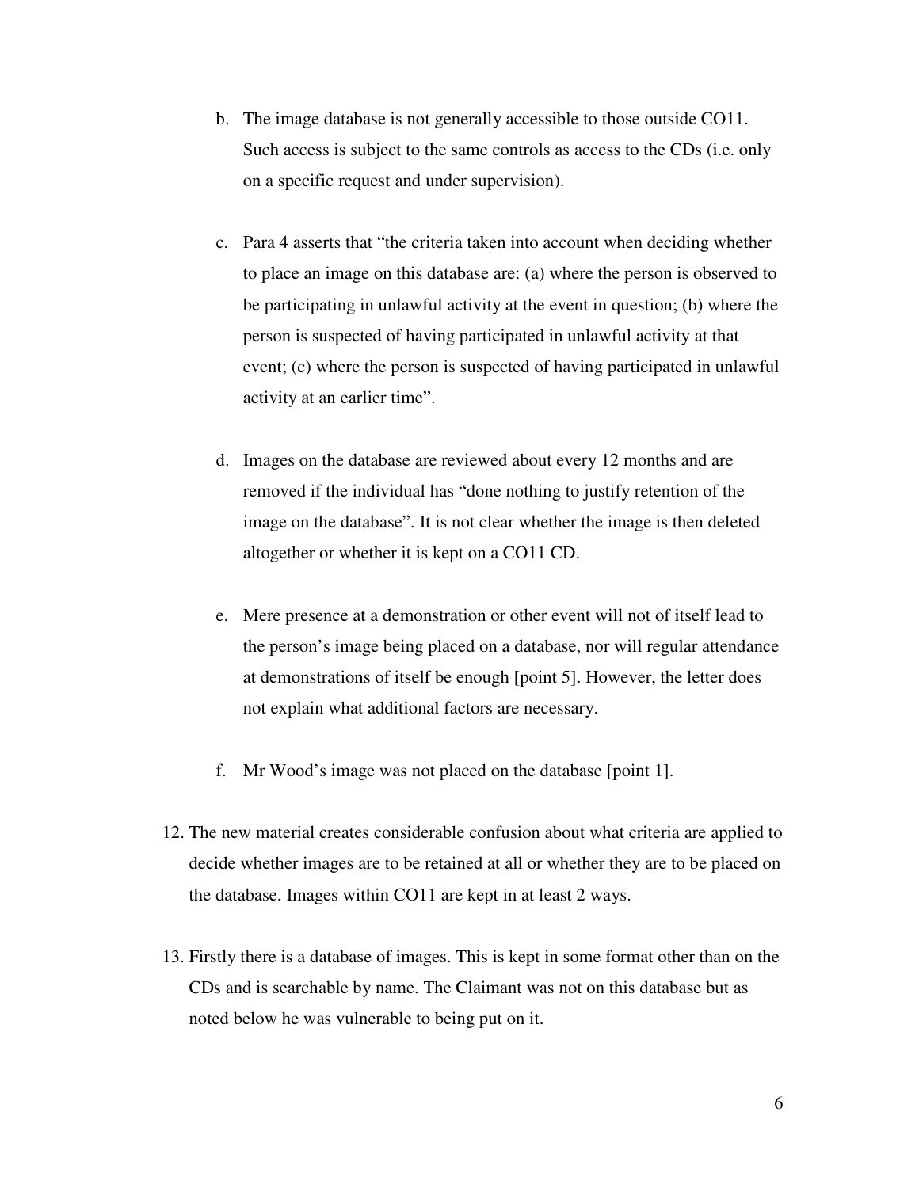b. The image database is not generally accessible to those outside CO11. Such access is subject to the same controls as access to the CDs (i.e. only on a specific request and under supervision).

c. Para 4 asserts that "the criteria taken into account when deciding whether to place an image on this database are: (a) where the person is observed to be participating in unlawful activity at the event in question; (b) where the person is suspected of having participated in unlawful activity at that event; (c) where the person is suspected of having participated in unlawful activity at an earlier time".

d. Images on the database are reviewed about every 12 months and are removed if the individual has "done nothing to justify retention of the image on the database". It is not clear whether the image is then deleted altogether or whether it is kept on a CO11 CD.

e. Mere presence at a demonstration or other event will not of itself lead to the person's image being placed on a database, nor will regular attendance at demonstrations of itself be enough [point 5]. However, the letter does not explain what additional factors are necessary.

f. Mr Wood's image was not placed on the database [point 1].

12. The new material creates considerable confusion about what criteria are applied to decide whether images are to be retained at all or whether they are to be placed on the database. Images within CO11 are kept in at least 2 ways.

13. Firstly there is a database of images. This is kept in some format other than on the CDs and is searchable by name. The Claimant was not on this database but as noted below he was vulnerable to being put on it.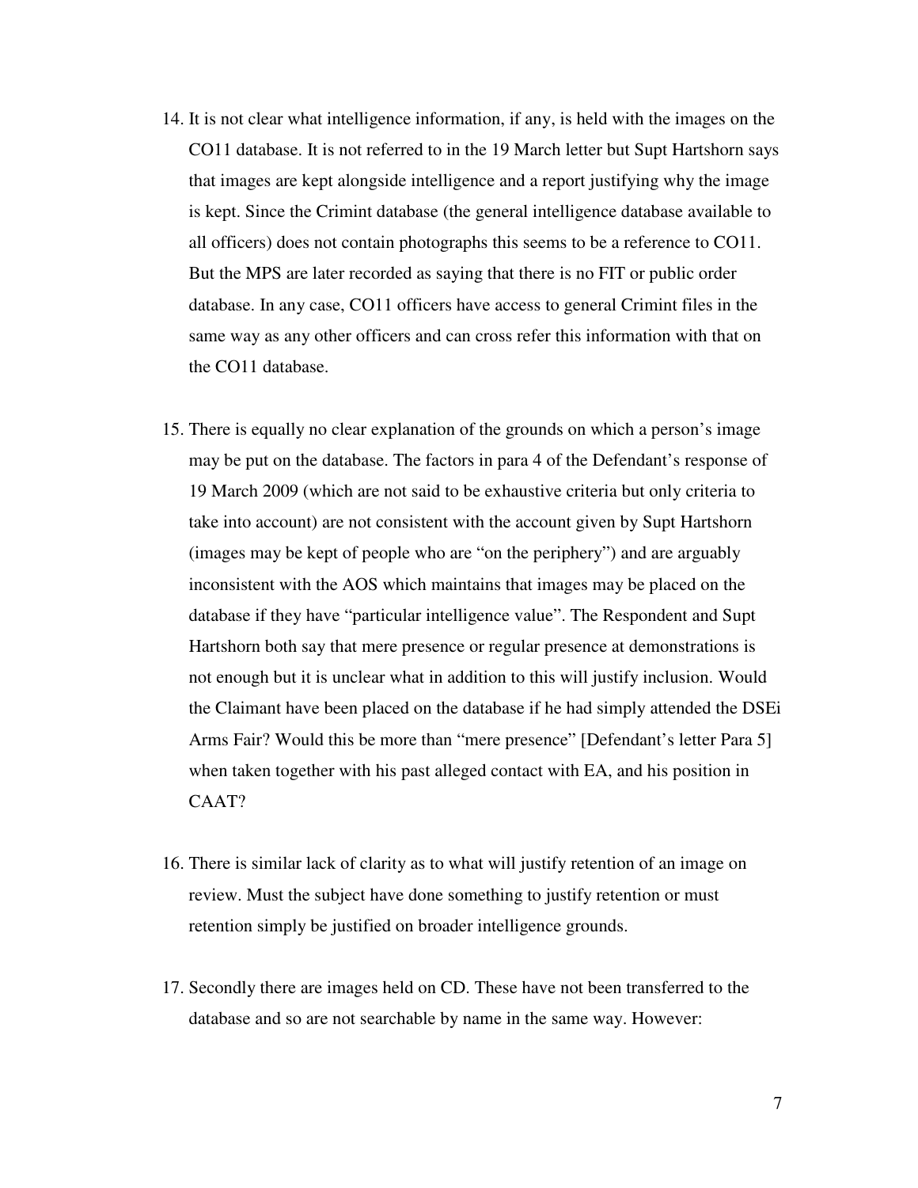14. It is not clear what intelligence information, if any, is held with the images on the CO11 database. It is not referred to in the 19 March letter but Supt Hartshorn says that images are kept alongside intelligence and a report justifying why the image is kept. Since the Crimint database (the general intelligence database available to all officers) does not contain photographs this seems to be a reference to CO11. But the MPS are later recorded as saying that there is no FIT or public order database. In any case, CO11 officers have access to general Crimint files in the same way as any other officers and can cross refer this information with that on the CO11 database.

15. There is equally no clear explanation of the grounds on which a person's image may be put on the database. The factors in para 4 of the Defendant's response of 19 March 2009 (which are not said to be exhaustive criteria but only criteria to take into account) are not consistent with the account given by Supt Hartshorn (images may be kept of people who are "on the periphery") and are arguably inconsistent with the AOS which maintains that images may be placed on the database if they have "particular intelligence value". The Respondent and Supt Hartshorn both say that mere presence or regular presence at demonstrations is not enough but it is unclear what in addition to this will justify inclusion. Would the Claimant have been placed on the database if he had simply attended the DSEi Arms Fair? Would this be more than "mere presence" [Defendant's letter Para 5] when taken together with his past alleged contact with EA, and his position in CAAT?

16. There is similar lack of clarity as to what will justify retention of an image on review. Must the subject have done something to justify retention or must retention simply be justified on broader intelligence grounds.

17. Secondly there are images held on CD. These have not been transferred to the database and so are not searchable by name in the same way. However: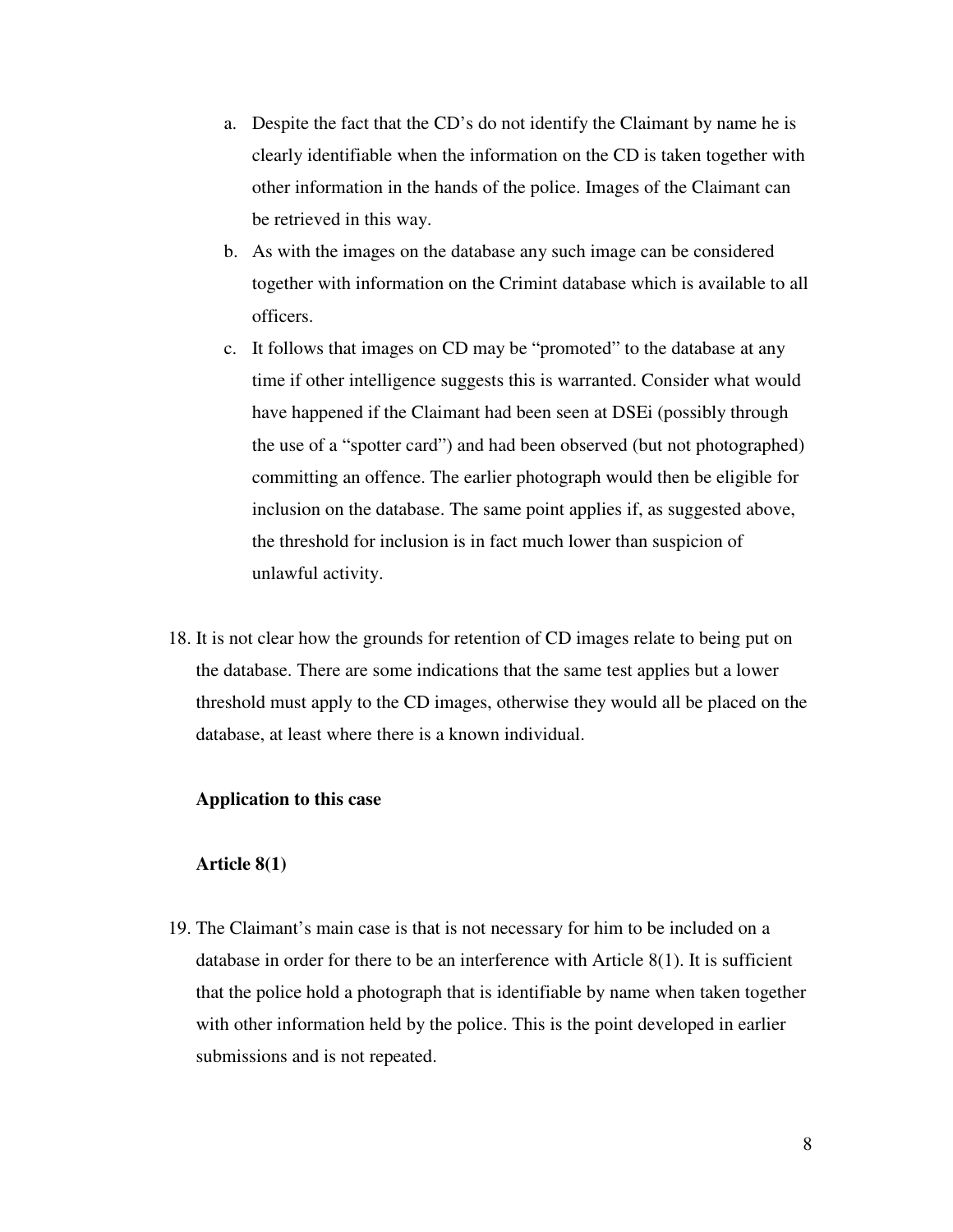a. Despite the fact that the CD's do not identify the Claimant by name he is clearly identifiable when the information on the CD is taken together with other information in the hands of the police. Images of the Claimant can be retrieved in this way.

b. As with the images on the database any such image can be considered together with information on the Crimint database which is available to all officers.

c. It follows that images on CD may be "promoted" to the database at any time if other intelligence suggests this is warranted. Consider what would have happened if the Claimant had been seen at DSEi (possibly through the use of a "spotter card") and had been observed (but not photographed) committing an offence. The earlier photograph would then be eligible for inclusion on the database. The same point applies if, as suggested above, the threshold for inclusion is in fact much lower than suspicion of unlawful activity.

18. It is not clear how the grounds for retention of CD images relate to being put on the database. There are some indications that the same test applies but a lower threshold must apply to the CD images, otherwise they would all be placed on the database, at least where there is a known individual.

**Application to this case**

**Article 8(1)**

19. The Claimant's main case is that is not necessary for him to be included on a database in order for there to be an interference with Article 8(1). It is sufficient that the police hold a photograph that is identifiable by name when taken together with other information held by the police. This is the point developed in earlier submissions and is not repeated.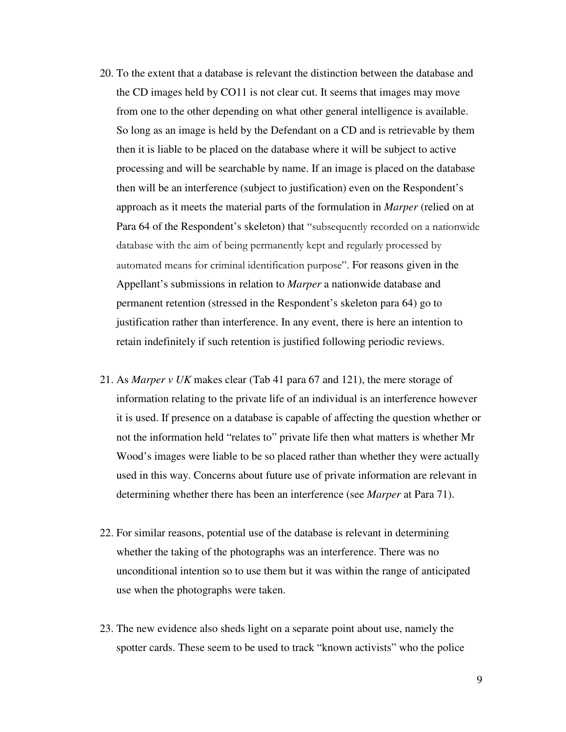20. To the extent that a database is relevant the distinction between the database and the CD images held by CO11 is not clear cut. It seems that images may move from one to the other depending on what other general intelligence is available. So long as an image is held by the Defendant on a CD and is retrievable by them then it is liable to be placed on the database where it will be subject to active processing and will be searchable by name. If an image is placed on the database then will be an interference (subject to justification) even on the Respondent's approach as it meets the material parts of the formulation in *Marper* (relied on at Para 64 of the Respondent's skeleton) that "subsequently recorded on a nationwide database with the aim of being permanently kept and regularly processed by automated means for criminal identification purpose". For reasons given in the Appellant's submissions in relation to *Marper* a nationwide database and permanent retention (stressed in the Respondent's skeleton para 64) go to justification rather than interference. In any event, there is here an intention to retain indefinitely if such retention is justified following periodic reviews.

21. As *Marper v UK* makes clear (Tab 41 para 67 and 121), the mere storage of information relating to the private life of an individual is an interference however it is used. If presence on a database is capable of affecting the question whether or not the information held "relates to" private life then what matters is whether Mr Wood's images were liable to be so placed rather than whether they were actually used in this way. Concerns about future use of private information are relevant in determining whether there has been an interference (see *Marper* at Para 71).

22. For similar reasons, potential use of the database is relevant in determining whether the taking of the photographs was an interference. There was no unconditional intention so to use them but it was within the range of anticipated use when the photographs were taken.

23. The new evidence also sheds light on a separate point about use, namely the spotter cards. These seem to be used to track "known activists" who the police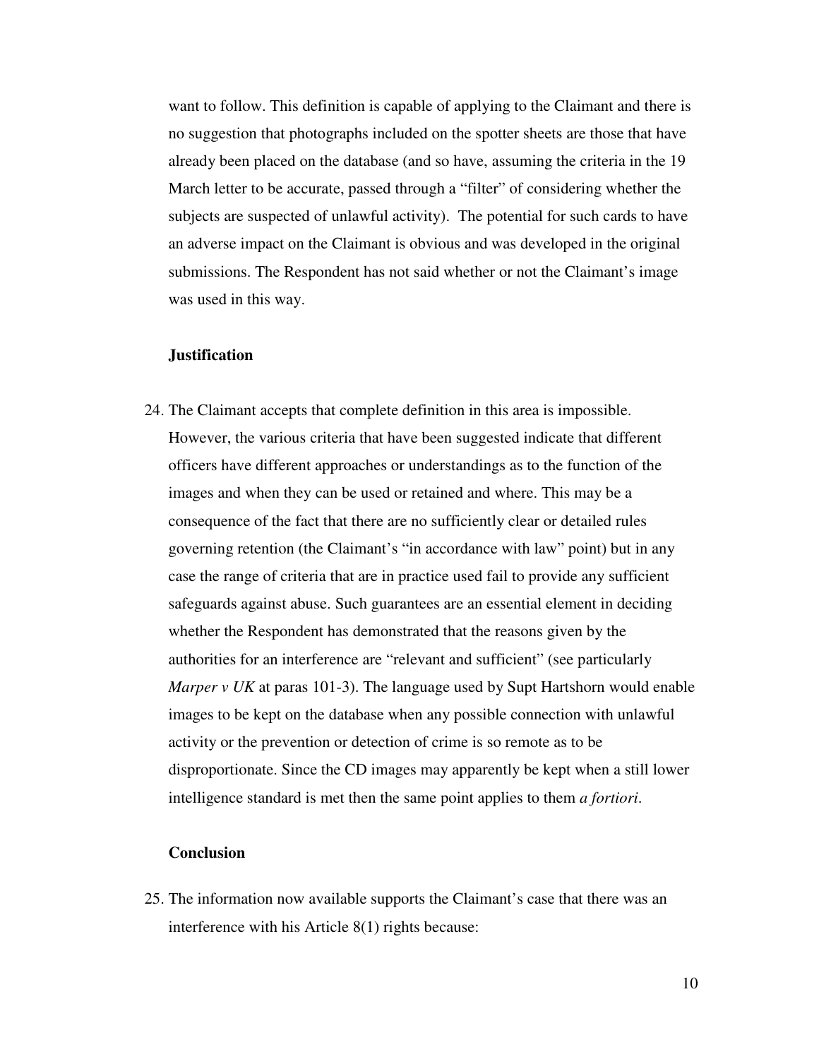want to follow. This definition is capable of applying to the Claimant and there is no suggestion that photographs included on the spotter sheets are those that have already been placed on the database (and so have, assuming the criteria in the 19 March letter to be accurate, passed through a "filter" of considering whether the subjects are suspected of unlawful activity). The potential for such cards to have an adverse impact on the Claimant is obvious and was developed in the original submissions. The Respondent has not said whether or not the Claimant's image was used in this way.

**Justification**

24. The Claimant accepts that complete definition in this area is impossible. However, the various criteria that have been suggested indicate that different officers have different approaches or understandings as to the function of the images and when they can be used or retained and where. This may be a consequence of the fact that there are no sufficiently clear or detailed rules governing retention (the Claimant's "in accordance with law" point) but in any case the range of criteria that are in practice used fail to provide any sufficient safeguards against abuse. Such guarantees are an essential element in deciding whether the Respondent has demonstrated that the reasons given by the authorities for an interference are "relevant and sufficient" (see particularly *Marper v UK* at paras 101-3). The language used by Supt Hartshorn would enable images to be kept on the database when any possible connection with unlawful activity or the prevention or detection of crime is so remote as to be disproportionate. Since the CD images may apparently be kept when a still lower intelligence standard is met then the same point applies to them *a fortiori*.

**Conclusion**

25. The information now available supports the Claimant's case that there was an interference with his Article 8(1) rights because: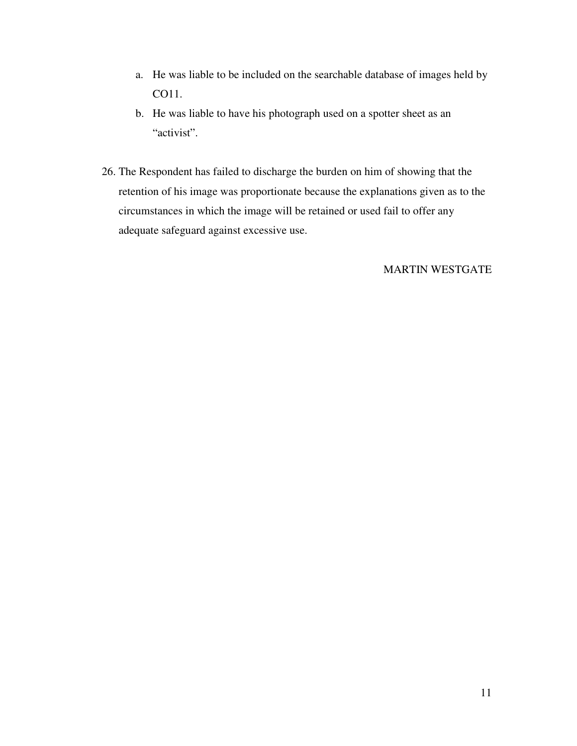a. He was liable to be included on the searchable database of images held by CO11.

b. He was liable to have his photograph used on a spotter sheet as an "activist".

26. The Respondent has failed to discharge the burden on him of showing that the retention of his image was proportionate because the explanations given as to the circumstances in which the image will be retained or used fail to offer any adequate safeguard against excessive use.

MARTIN WESTGATE